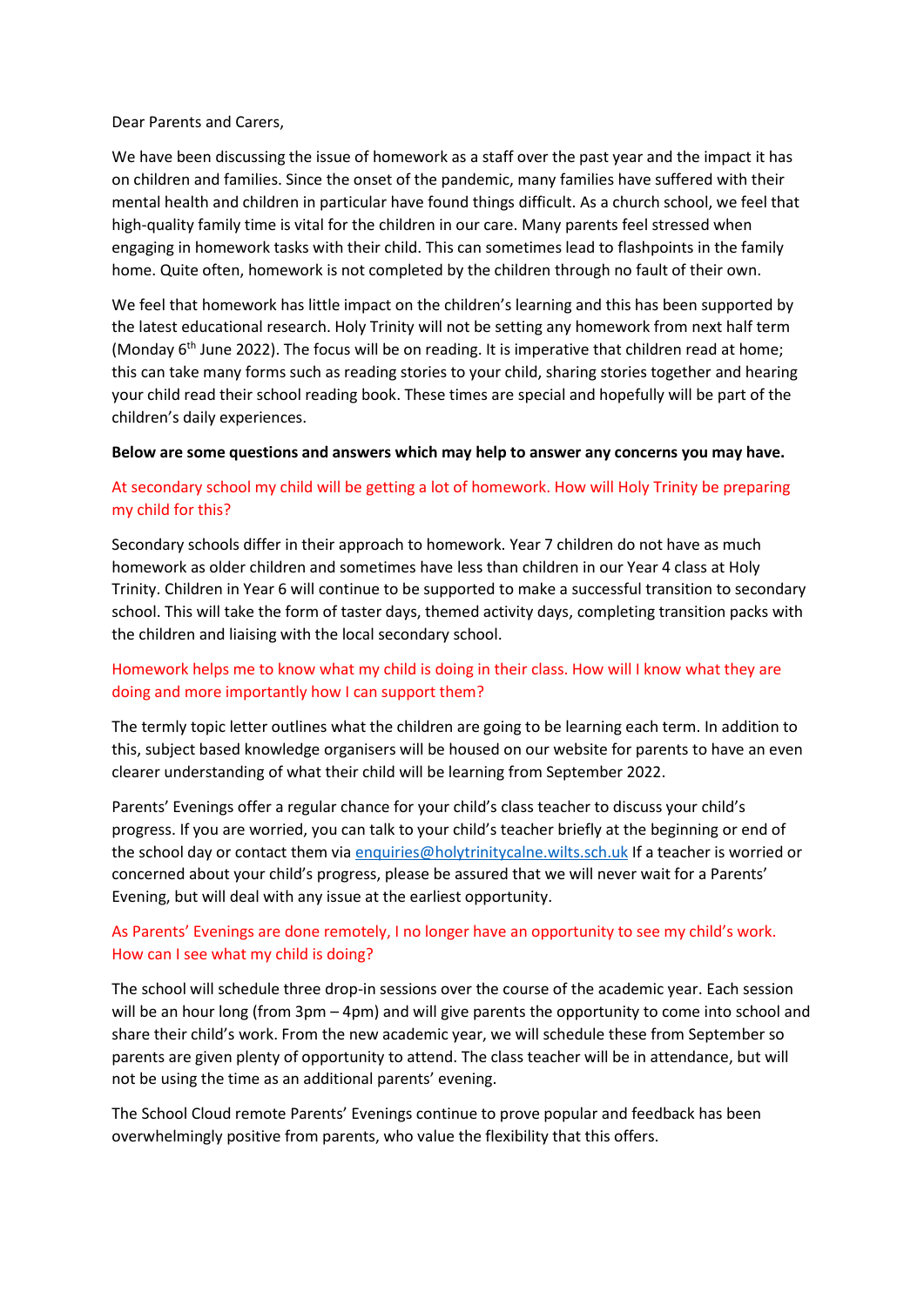Dear Parents and Carers,

We have been discussing the issue of homework as a staff over the past year and the impact it has on children and families. Since the onset of the pandemic, many families have suffered with their mental health and children in particular have found things difficult. As a church school, we feel that high-quality family time is vital for the children in our care. Many parents feel stressed when engaging in homework tasks with their child. This can sometimes lead to flashpoints in the family home. Quite often, homework is not completed by the children through no fault of their own.

We feel that homework has little impact on the children's learning and this has been supported by the latest educational research. Holy Trinity will not be setting any homework from next half term (Monday 6th June 2022). The focus will be on reading. It is imperative that children read at home; this can take many forms such as reading stories to your child, sharing stories together and hearing your child read their school reading book. These times are special and hopefully will be part of the children's daily experiences.

**Below are some questions and answers which may help to answer any concerns you may have.**

At secondary school my child will be getting a lot of homework. How will Holy Trinity be preparing my child for this?

Secondary schools differ in their approach to homework. Year 7 children do not have as much homework as older children and sometimes have less than children in our Year 4 class at Holy Trinity. Children in Year 6 will continue to be supported to make a successful transition to secondary school. This will take the form of taster days, themed activity days, completing transition packs with the children and liaising with the local secondary school.

Homework helps me to know what my child is doing in their class. How will I know what they are doing and more importantly how I can support them?

The termly topic letter outlines what the children are going to be learning each term. In addition to this, subject based knowledge organisers will be housed on our website for parents to have an even clearer understanding of what their child will be learning from September 2022.

Parents' Evenings offer a regular chance for your child's class teacher to discuss your child's progress. If you are worried, you can talk to your child's teacher briefly at the beginning or end of the school day or contact them via enquiries@holytrinitycalne.wilts.sch.uk If a teacher is worried or concerned about your child's progress, please be assured that we will never wait for a Parents' Evening, but will deal with any issue at the earliest opportunity.

As Parents' Evenings are done remotely, I no longer have an opportunity to see my child's work. How can I see what my child is doing?

The school will schedule three drop-in sessions over the course of the academic year. Each session will be an hour long (from 3pm – 4pm) and will give parents the opportunity to come into school and share their child's work. From the new academic year, we will schedule these from September so parents are given plenty of opportunity to attend. The class teacher will be in attendance, but will not be using the time as an additional parents' evening.

The School Cloud remote Parents' Evenings continue to prove popular and feedback has been overwhelmingly positive from parents, who value the flexibility that this offers.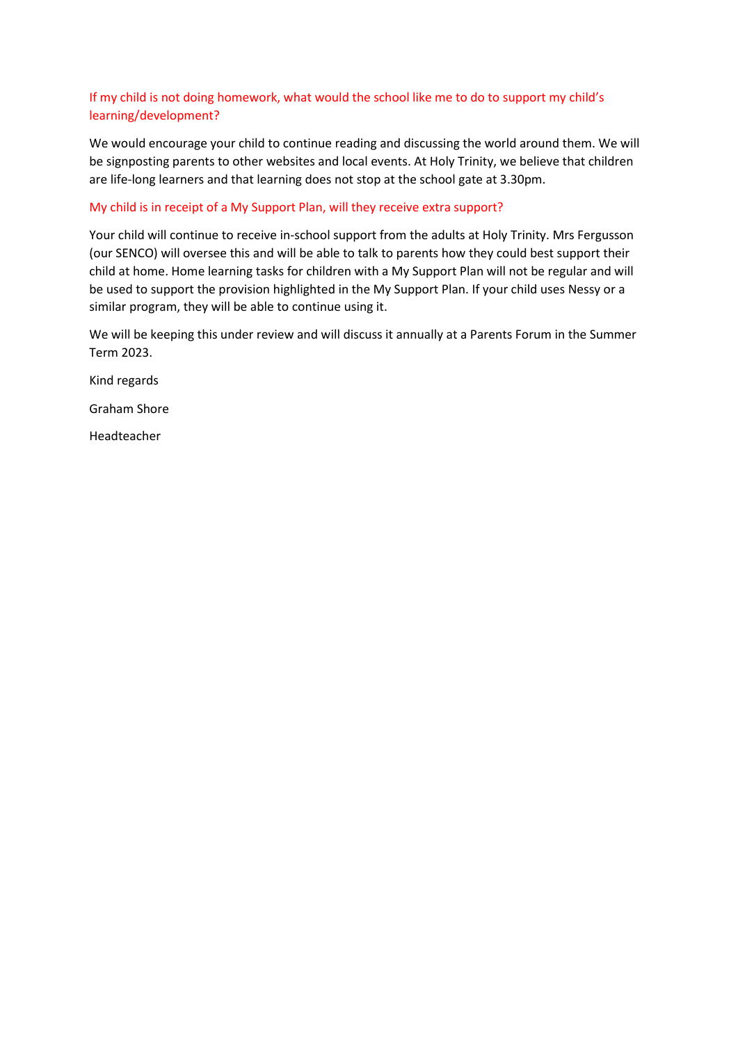### If my child is not doing homework, what would the school like me to do to support my child's learning/development?

We would encourage your child to continue reading and discussing the world around them. We will be signposting parents to other websites and local events. At Holy Trinity, we believe that children are life-long learners and that learning does not stop at the school gate at 3.30pm.

### My child is in receipt of a My Support Plan, will they receive extra support?

Your child will continue to receive in-school support from the adults at Holy Trinity. Mrs Fergusson (our SENCO) will oversee this and will be able to talk to parents how they could best support their child at home. Home learning tasks for children with a My Support Plan will not be regular and will be used to support the provision highlighted in the My Support Plan. If your child uses Nessy or a similar program, they will be able to continue using it.

We will be keeping this under review and will discuss it annually at a Parents Forum in the Summer Term 2023.

Kind regards

Graham Shore

Headteacher